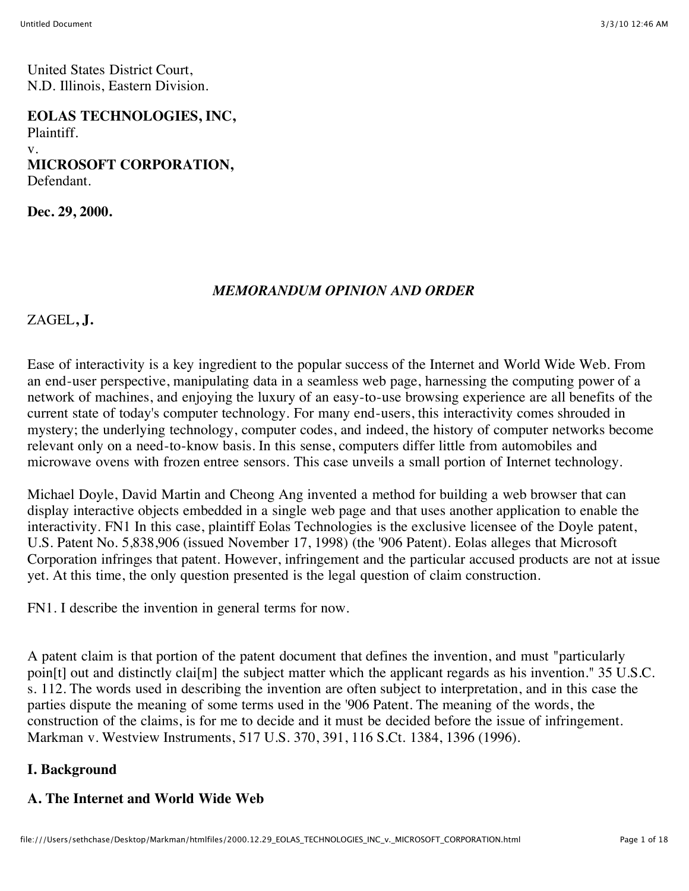United States District Court,
N.D. Illinois, Eastern Division.

**EOLAS TECHNOLOGIES, INC,**
Plaintiff.
v.
**MICROSOFT CORPORATION,**
Defendant.

**Dec. 29, 2000.**

*MEMORANDUM OPINION AND ORDER*

ZAGEL**, J.**

Ease of interactivity is a key ingredient to the popular success of the Internet and World Wide Web. From an end-user perspective, manipulating data in a seamless web page, harnessing the computing power of a network of machines, and enjoying the luxury of an easy-to-use browsing experience are all benefits of the current state of today's computer technology. For many end-users, this interactivity comes shrouded in mystery; the underlying technology, computer codes, and indeed, the history of computer networks become relevant only on a need-to-know basis. In this sense, computers differ little from automobiles and microwave ovens with frozen entree sensors. This case unveils a small portion of Internet technology.

Michael Doyle, David Martin and Cheong Ang invented a method for building a web browser that can display interactive objects embedded in a single web page and that uses another application to enable the interactivity. FN1 In this case, plaintiff Eolas Technologies is the exclusive licensee of the Doyle patent, U.S. Patent No. 5,838,906 (issued November 17, 1998) (the '906 Patent). Eolas alleges that Microsoft Corporation infringes that patent. However, infringement and the particular accused products are not at issue yet. At this time, the only question presented is the legal question of claim construction.

FN1. I describe the invention in general terms for now.

A patent claim is that portion of the patent document that defines the invention, and must "particularly poin[t] out and distinctly clai[m] the subject matter which the applicant regards as his invention." 35 U.S.C. s. 112. The words used in describing the invention are often subject to interpretation, and in this case the parties dispute the meaning of some terms used in the '906 Patent. The meaning of the words, the construction of the claims, is for me to decide and it must be decided before the issue of infringement. Markman v. Westview Instruments, 517 U.S. 370, 391, 116 S.Ct. 1384, 1396 (1996).

## I. Background

### A. The Internet and World Wide Web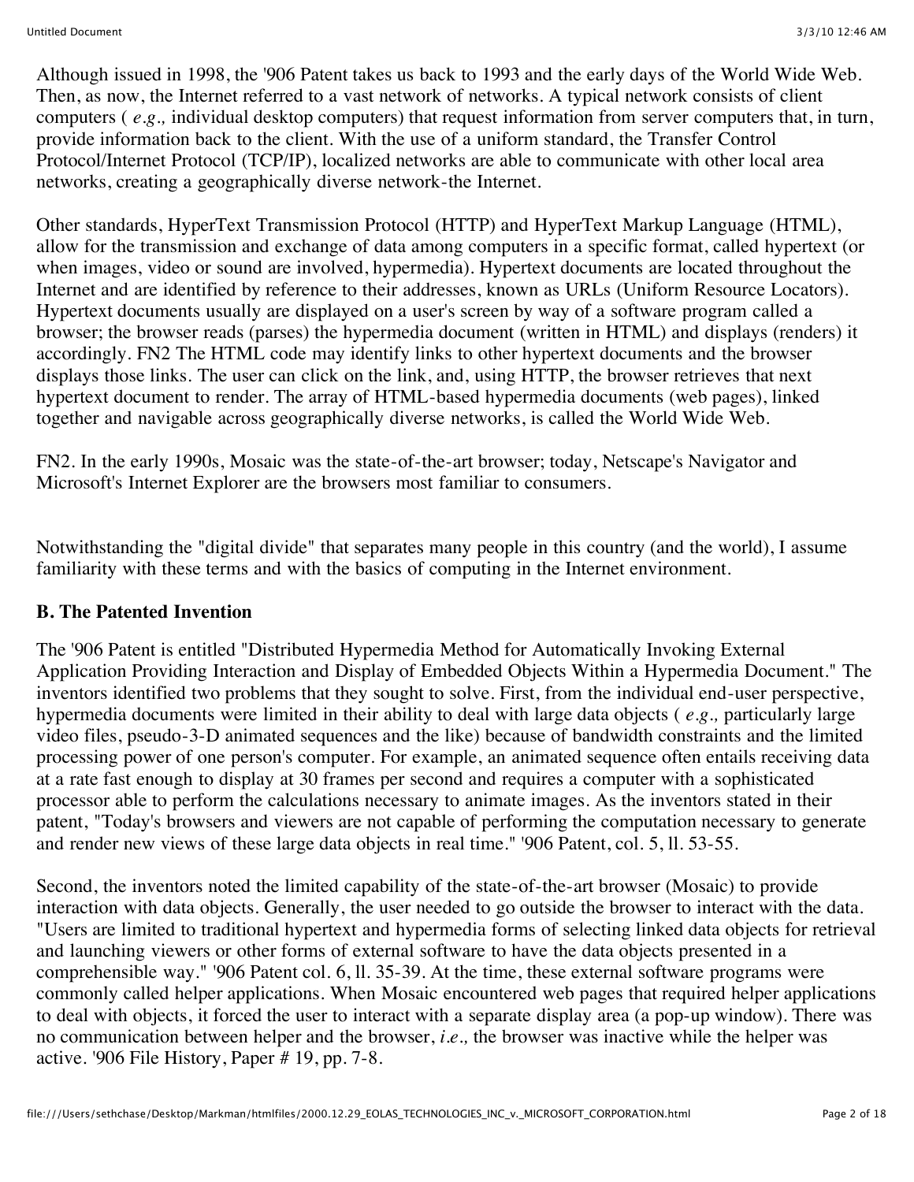Although issued in 1998, the '906 Patent takes us back to 1993 and the early days of the World Wide Web. Then, as now, the Internet referred to a vast network of networks. A typical network consists of client computers ( *e.g.,* individual desktop computers) that request information from server computers that, in turn, provide information back to the client. With the use of a uniform standard, the Transfer Control Protocol/Internet Protocol (TCP/IP), localized networks are able to communicate with other local area networks, creating a geographically diverse network-the Internet.

Other standards, HyperText Transmission Protocol (HTTP) and HyperText Markup Language (HTML), allow for the transmission and exchange of data among computers in a specific format, called hypertext (or when images, video or sound are involved, hypermedia). Hypertext documents are located throughout the Internet and are identified by reference to their addresses, known as URLs (Uniform Resource Locators). Hypertext documents usually are displayed on a user's screen by way of a software program called a browser; the browser reads (parses) the hypermedia document (written in HTML) and displays (renders) it accordingly. FN2 The HTML code may identify links to other hypertext documents and the browser displays those links. The user can click on the link, and, using HTTP, the browser retrieves that next hypertext document to render. The array of HTML-based hypermedia documents (web pages), linked together and navigable across geographically diverse networks, is called the World Wide Web.

FN2. In the early 1990s, Mosaic was the state-of-the-art browser; today, Netscape's Navigator and Microsoft's Internet Explorer are the browsers most familiar to consumers.

Notwithstanding the "digital divide" that separates many people in this country (and the world), I assume familiarity with these terms and with the basics of computing in the Internet environment.

**B. The Patented Invention**

The '906 Patent is entitled "Distributed Hypermedia Method for Automatically Invoking External Application Providing Interaction and Display of Embedded Objects Within a Hypermedia Document." The inventors identified two problems that they sought to solve. First, from the individual end-user perspective, hypermedia documents were limited in their ability to deal with large data objects ( *e.g.,* particularly large video files, pseudo-3-D animated sequences and the like) because of bandwidth constraints and the limited processing power of one person's computer. For example, an animated sequence often entails receiving data at a rate fast enough to display at 30 frames per second and requires a computer with a sophisticated processor able to perform the calculations necessary to animate images. As the inventors stated in their patent, "Today's browsers and viewers are not capable of performing the computation necessary to generate and render new views of these large data objects in real time." '906 Patent, col. 5, ll. 53-55.

Second, the inventors noted the limited capability of the state-of-the-art browser (Mosaic) to provide interaction with data objects. Generally, the user needed to go outside the browser to interact with the data. "Users are limited to traditional hypertext and hypermedia forms of selecting linked data objects for retrieval and launching viewers or other forms of external software to have the data objects presented in a comprehensible way." '906 Patent col. 6, ll. 35-39. At the time, these external software programs were commonly called helper applications. When Mosaic encountered web pages that required helper applications to deal with objects, it forced the user to interact with a separate display area (a pop-up window). There was no communication between helper and the browser, *i.e.,* the browser was inactive while the helper was active. '906 File History, Paper # 19, pp. 7-8.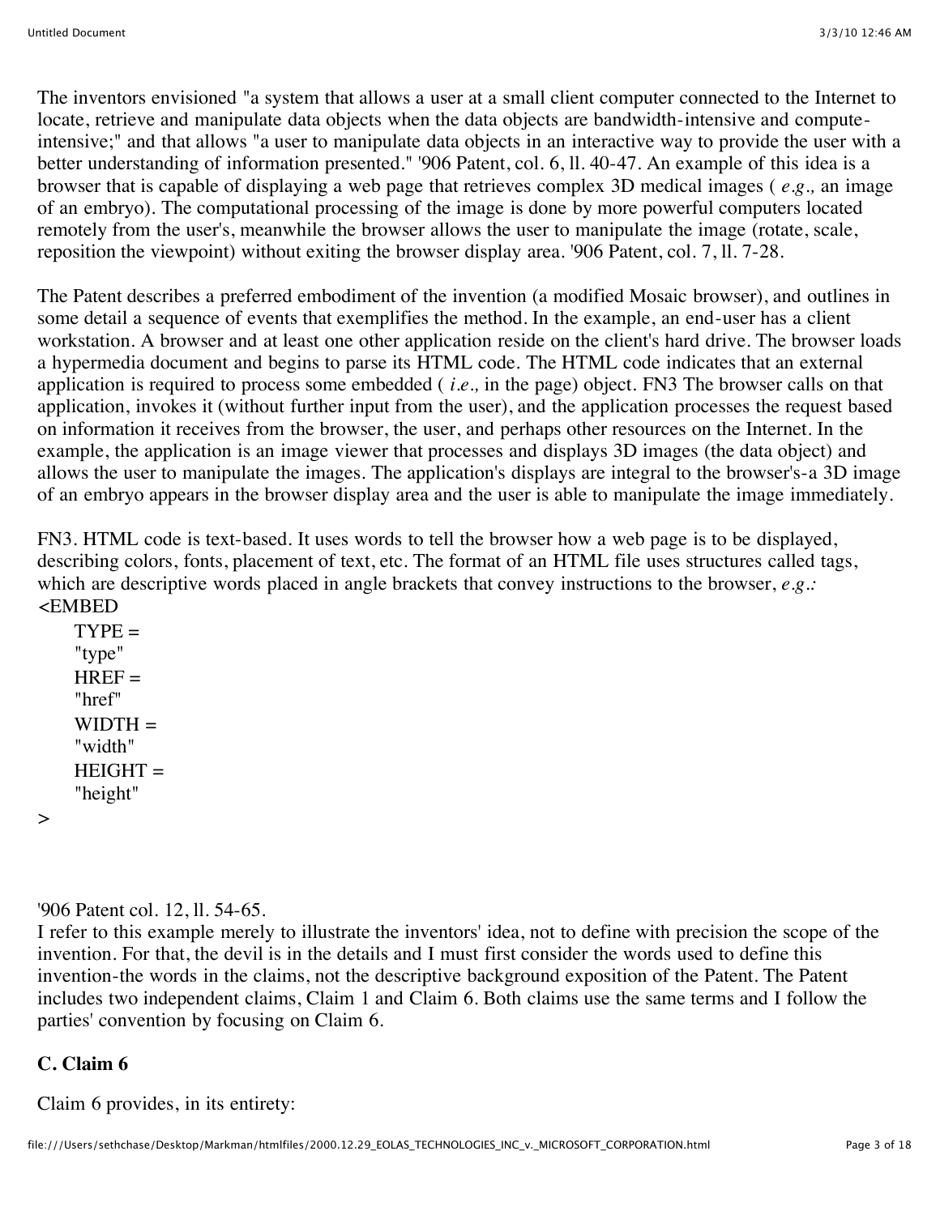The inventors envisioned "a system that allows a user at a small client computer connected to the Internet to locate, retrieve and manipulate data objects when the data objects are bandwidth-intensive and compute-intensive;" and that allows "a user to manipulate data objects in an interactive way to provide the user with a better understanding of information presented." '906 Patent, col. 6, ll. 40-47. An example of this idea is a browser that is capable of displaying a web page that retrieves complex 3D medical images ( *e.g.,* an image of an embryo). The computational processing of the image is done by more powerful computers located remotely from the user's, meanwhile the browser allows the user to manipulate the image (rotate, scale, reposition the viewpoint) without exiting the browser display area. '906 Patent, col. 7, ll. 7-28.

The Patent describes a preferred embodiment of the invention (a modified Mosaic browser), and outlines in some detail a sequence of events that exemplifies the method. In the example, an end-user has a client workstation. A browser and at least one other application reside on the client's hard drive. The browser loads a hypermedia document and begins to parse its HTML code. The HTML code indicates that an external application is required to process some embedded ( *i.e.,* in the page) object. FN3 The browser calls on that application, invokes it (without further input from the user), and the application processes the request based on information it receives from the browser, the user, and perhaps other resources on the Internet. In the example, the application is an image viewer that processes and displays 3D images (the data object) and allows the user to manipulate the images. The application's displays are integral to the browser's-a 3D image of an embryo appears in the browser display area and the user is able to manipulate the image immediately.

FN3. HTML code is text-based. It uses words to tell the browser how a web page is to be displayed, describing colors, fonts, placement of text, etc. The format of an HTML file uses structures called tags, which are descriptive words placed in angle brackets that convey instructions to the browser, *e.g.:*

```
<EMBED
    TYPE =
    "type"
    HREF =
    "href"
    WIDTH =
    "width"
    HEIGHT =
    "height"
>
```

'906 Patent col. 12, ll. 54-65.

I refer to this example merely to illustrate the inventors' idea, not to define with precision the scope of the invention. For that, the devil is in the details and I must first consider the words used to define this invention-the words in the claims, not the descriptive background exposition of the Patent. The Patent includes two independent claims, Claim 1 and Claim 6. Both claims use the same terms and I follow the parties' convention by focusing on Claim 6.

### C. Claim 6

Claim 6 provides, in its entirety: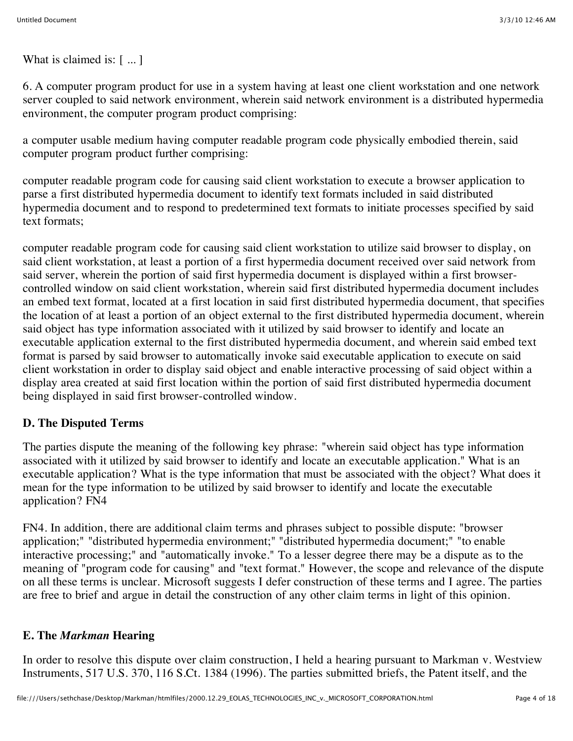What is claimed is: [ ... ]

6. A computer program product for use in a system having at least one client workstation and one network server coupled to said network environment, wherein said network environment is a distributed hypermedia environment, the computer program product comprising:

a computer usable medium having computer readable program code physically embodied therein, said computer program product further comprising:

computer readable program code for causing said client workstation to execute a browser application to parse a first distributed hypermedia document to identify text formats included in said distributed hypermedia document and to respond to predetermined text formats to initiate processes specified by said text formats;

computer readable program code for causing said client workstation to utilize said browser to display, on said client workstation, at least a portion of a first hypermedia document received over said network from said server, wherein the portion of said first hypermedia document is displayed within a first browser-controlled window on said client workstation, wherein said first distributed hypermedia document includes an embed text format, located at a first location in said first distributed hypermedia document, that specifies the location of at least a portion of an object external to the first distributed hypermedia document, wherein said object has type information associated with it utilized by said browser to identify and locate an executable application external to the first distributed hypermedia document, and wherein said embed text format is parsed by said browser to automatically invoke said executable application to execute on said client workstation in order to display said object and enable interactive processing of said object within a display area created at said first location within the portion of said first distributed hypermedia document being displayed in said first browser-controlled window.

### D. The Disputed Terms

The parties dispute the meaning of the following key phrase: "wherein said object has type information associated with it utilized by said browser to identify and locate an executable application." What is an executable application? What is the type information that must be associated with the object? What does it mean for the type information to be utilized by said browser to identify and locate the executable application? FN4

FN4. In addition, there are additional claim terms and phrases subject to possible dispute: "browser application;" "distributed hypermedia environment;" "distributed hypermedia document;" "to enable interactive processing;" and "automatically invoke." To a lesser degree there may be a dispute as to the meaning of "program code for causing" and "text format." However, the scope and relevance of the dispute on all these terms is unclear. Microsoft suggests I defer construction of these terms and I agree. The parties are free to brief and argue in detail the construction of any other claim terms in light of this opinion.

### E. The *Markman* Hearing

In order to resolve this dispute over claim construction, I held a hearing pursuant to Markman v. Westview Instruments, 517 U.S. 370, 116 S.Ct. 1384 (1996). The parties submitted briefs, the Patent itself, and the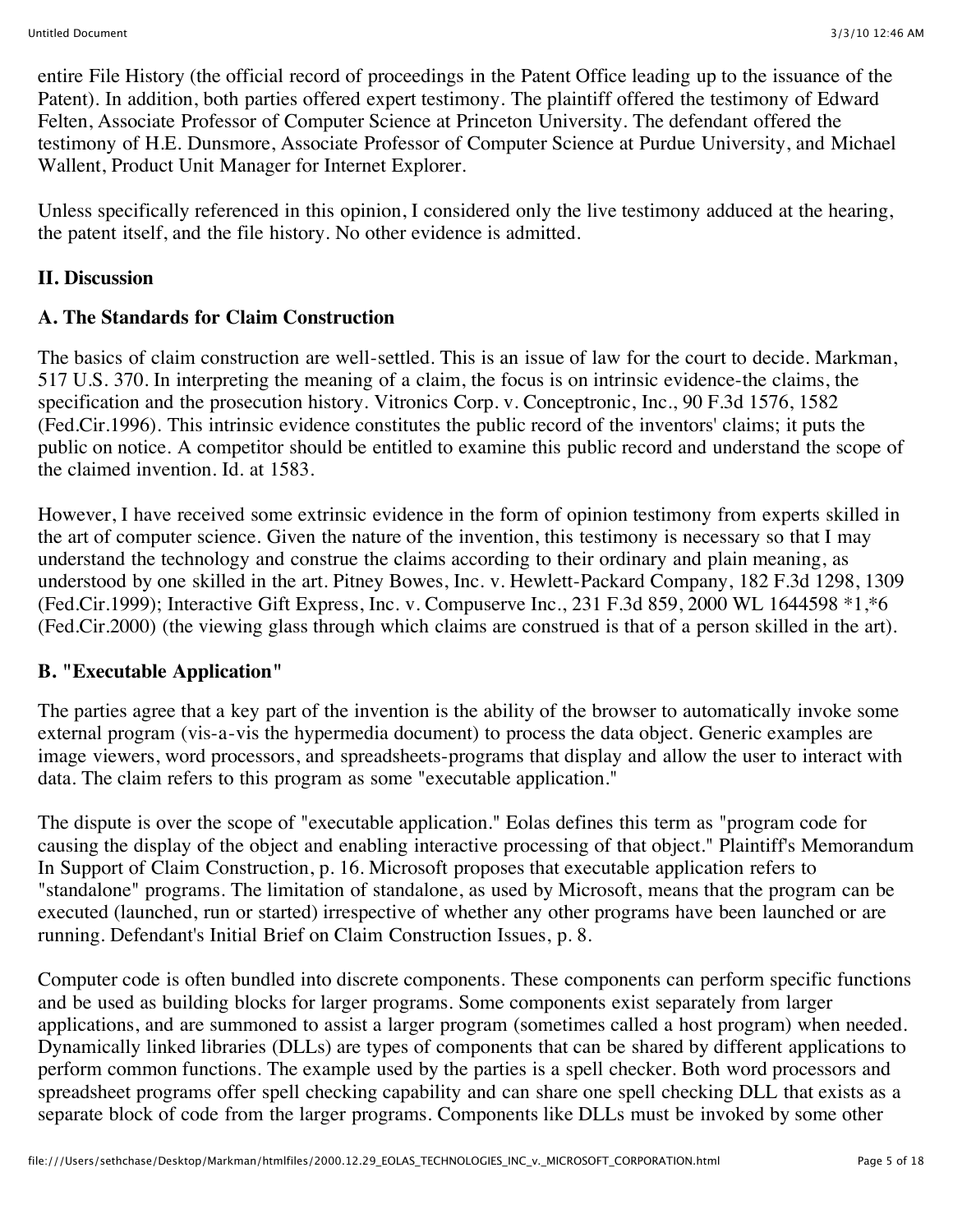entire File History (the official record of proceedings in the Patent Office leading up to the issuance of the Patent). In addition, both parties offered expert testimony. The plaintiff offered the testimony of Edward Felten, Associate Professor of Computer Science at Princeton University. The defendant offered the testimony of H.E. Dunsmore, Associate Professor of Computer Science at Purdue University, and Michael Wallent, Product Unit Manager for Internet Explorer.

Unless specifically referenced in this opinion, I considered only the live testimony adduced at the hearing, the patent itself, and the file history. No other evidence is admitted.

## II. Discussion

### A. The Standards for Claim Construction

The basics of claim construction are well-settled. This is an issue of law for the court to decide. Markman, 517 U.S. 370. In interpreting the meaning of a claim, the focus is on intrinsic evidence-the claims, the specification and the prosecution history. Vitronics Corp. v. Conceptronic, Inc., 90 F.3d 1576, 1582 (Fed.Cir.1996). This intrinsic evidence constitutes the public record of the inventors' claims; it puts the public on notice. A competitor should be entitled to examine this public record and understand the scope of the claimed invention. Id. at 1583.

However, I have received some extrinsic evidence in the form of opinion testimony from experts skilled in the art of computer science. Given the nature of the invention, this testimony is necessary so that I may understand the technology and construe the claims according to their ordinary and plain meaning, as understood by one skilled in the art. Pitney Bowes, Inc. v. Hewlett-Packard Company, 182 F.3d 1298, 1309 (Fed.Cir.1999); Interactive Gift Express, Inc. v. Compuserve Inc., 231 F.3d 859, 2000 WL 1644598 *1,*6 (Fed.Cir.2000) (the viewing glass through which claims are construed is that of a person skilled in the art).

### B. "Executable Application"

The parties agree that a key part of the invention is the ability of the browser to automatically invoke some external program (vis-a-vis the hypermedia document) to process the data object. Generic examples are image viewers, word processors, and spreadsheets-programs that display and allow the user to interact with data. The claim refers to this program as some "executable application."

The dispute is over the scope of "executable application." Eolas defines this term as "program code for causing the display of the object and enabling interactive processing of that object." Plaintiff's Memorandum In Support of Claim Construction, p. 16. Microsoft proposes that executable application refers to "standalone" programs. The limitation of standalone, as used by Microsoft, means that the program can be executed (launched, run or started) irrespective of whether any other programs have been launched or are running. Defendant's Initial Brief on Claim Construction Issues, p. 8.

Computer code is often bundled into discrete components. These components can perform specific functions and be used as building blocks for larger programs. Some components exist separately from larger applications, and are summoned to assist a larger program (sometimes called a host program) when needed. Dynamically linked libraries (DLLs) are types of components that can be shared by different applications to perform common functions. The example used by the parties is a spell checker. Both word processors and spreadsheet programs offer spell checking capability and can share one spell checking DLL that exists as a separate block of code from the larger programs. Components like DLLs must be invoked by some other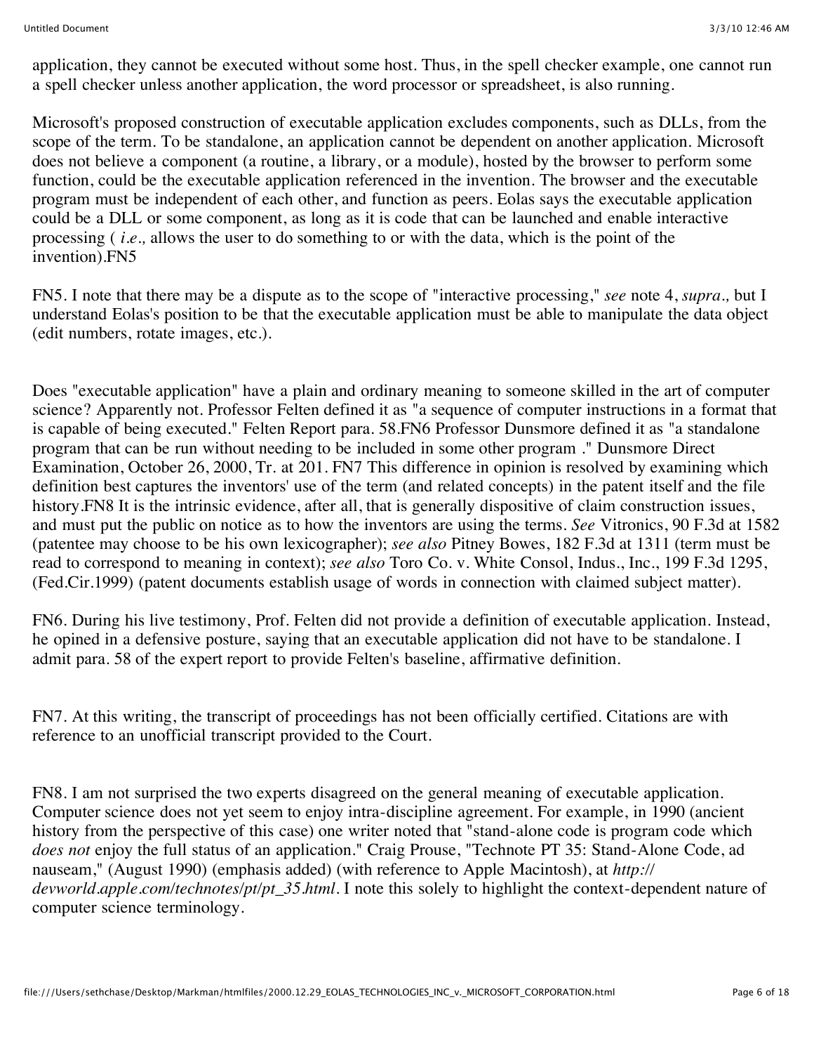application, they cannot be executed without some host. Thus, in the spell checker example, one cannot run a spell checker unless another application, the word processor or spreadsheet, is also running.

Microsoft's proposed construction of executable application excludes components, such as DLLs, from the scope of the term. To be standalone, an application cannot be dependent on another application. Microsoft does not believe a component (a routine, a library, or a module), hosted by the browser to perform some function, could be the executable application referenced in the invention. The browser and the executable program must be independent of each other, and function as peers. Eolas says the executable application could be a DLL or some component, as long as it is code that can be launched and enable interactive processing ( *i.e.,* allows the user to do something to or with the data, which is the point of the invention).FN5

FN5. I note that there may be a dispute as to the scope of "interactive processing," *see* note 4, *supra.,* but I understand Eolas's position to be that the executable application must be able to manipulate the data object (edit numbers, rotate images, etc.).

Does "executable application" have a plain and ordinary meaning to someone skilled in the art of computer science? Apparently not. Professor Felten defined it as "a sequence of computer instructions in a format that is capable of being executed." Felten Report para. 58.FN6 Professor Dunsmore defined it as "a standalone program that can be run without needing to be included in some other program ." Dunsmore Direct Examination, October 26, 2000, Tr. at 201. FN7 This difference in opinion is resolved by examining which definition best captures the inventors' use of the term (and related concepts) in the patent itself and the file history.FN8 It is the intrinsic evidence, after all, that is generally dispositive of claim construction issues, and must put the public on notice as to how the inventors are using the terms. *See* Vitronics, 90 F.3d at 1582 (patentee may choose to be his own lexicographer); *see also* Pitney Bowes, 182 F.3d at 1311 (term must be read to correspond to meaning in context); *see also* Toro Co. v. White Consol, Indus., Inc., 199 F.3d 1295, (Fed.Cir.1999) (patent documents establish usage of words in connection with claimed subject matter).

FN6. During his live testimony, Prof. Felten did not provide a definition of executable application. Instead, he opined in a defensive posture, saying that an executable application did not have to be standalone. I admit para. 58 of the expert report to provide Felten's baseline, affirmative definition.

FN7. At this writing, the transcript of proceedings has not been officially certified. Citations are with reference to an unofficial transcript provided to the Court.

FN8. I am not surprised the two experts disagreed on the general meaning of executable application. Computer science does not yet seem to enjoy intra-discipline agreement. For example, in 1990 (ancient history from the perspective of this case) one writer noted that "stand-alone code is program code which *does not* enjoy the full status of an application." Craig Prouse, "Technote PT 35: Stand-Alone Code, ad nauseam," (August 1990) (emphasis added) (with reference to Apple Macintosh), at *http://devworld.apple.com/technotes/pt/pt_35.html*. I note this solely to highlight the context-dependent nature of computer science terminology.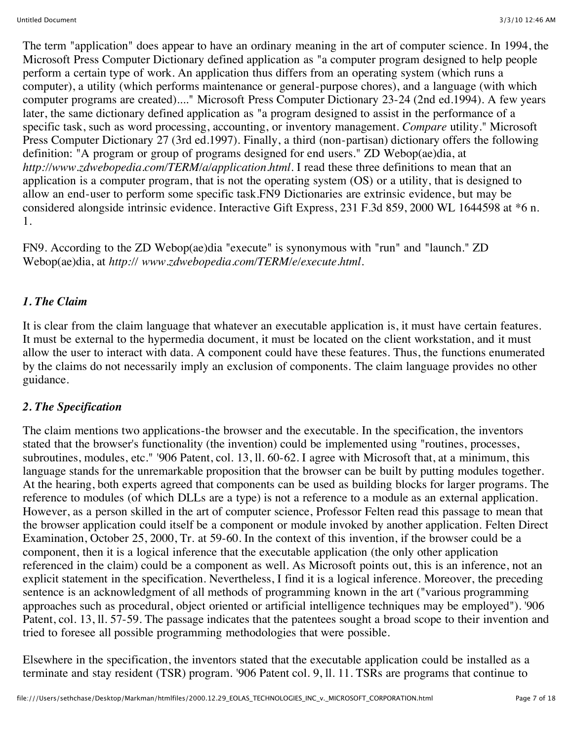The term "application" does appear to have an ordinary meaning in the art of computer science. In 1994, the Microsoft Press Computer Dictionary defined application as "a computer program designed to help people perform a certain type of work. An application thus differs from an operating system (which runs a computer), a utility (which performs maintenance or general-purpose chores), and a language (with which computer programs are created)...." Microsoft Press Computer Dictionary 23-24 (2nd ed.1994). A few years later, the same dictionary defined application as "a program designed to assist in the performance of a specific task, such as word processing, accounting, or inventory management. *Compare* utility." Microsoft Press Computer Dictionary 27 (3rd ed.1997). Finally, a third (non-partisan) dictionary offers the following definition: "A program or group of programs designed for end users." ZD Webop(ae)dia, at *http://www.zdwebopedia.com/TERM/a/application.html*. I read these three definitions to mean that an application is a computer program, that is not the operating system (OS) or a utility, that is designed to allow an end-user to perform some specific task.FN9 Dictionaries are extrinsic evidence, but may be considered alongside intrinsic evidence. Interactive Gift Express, 231 F.3d 859, 2000 WL 1644598 at *6 n. 1.

FN9. According to the ZD Webop(ae)dia "execute" is synonymous with "run" and "launch." ZD Webop(ae)dia, at *http:// www.zdwebopedia.com/TERM/e/execute.html*.

### *1. The Claim*

It is clear from the claim language that whatever an executable application is, it must have certain features. It must be external to the hypermedia document, it must be located on the client workstation, and it must allow the user to interact with data. A component could have these features. Thus, the functions enumerated by the claims do not necessarily imply an exclusion of components. The claim language provides no other guidance.

### *2. The Specification*

The claim mentions two applications-the browser and the executable. In the specification, the inventors stated that the browser's functionality (the invention) could be implemented using "routines, processes, subroutines, modules, etc." '906 Patent, col. 13, ll. 60-62. I agree with Microsoft that, at a minimum, this language stands for the unremarkable proposition that the browser can be built by putting modules together. At the hearing, both experts agreed that components can be used as building blocks for larger programs. The reference to modules (of which DLLs are a type) is not a reference to a module as an external application. However, as a person skilled in the art of computer science, Professor Felten read this passage to mean that the browser application could itself be a component or module invoked by another application. Felten Direct Examination, October 25, 2000, Tr. at 59-60. In the context of this invention, if the browser could be a component, then it is a logical inference that the executable application (the only other application referenced in the claim) could be a component as well. As Microsoft points out, this is an inference, not an explicit statement in the specification. Nevertheless, I find it is a logical inference. Moreover, the preceding sentence is an acknowledgment of all methods of programming known in the art ("various programming approaches such as procedural, object oriented or artificial intelligence techniques may be employed"). '906 Patent, col. 13, ll. 57-59. The passage indicates that the patentees sought a broad scope to their invention and tried to foresee all possible programming methodologies that were possible.

Elsewhere in the specification, the inventors stated that the executable application could be installed as a terminate and stay resident (TSR) program. '906 Patent col. 9, ll. 11. TSRs are programs that continue to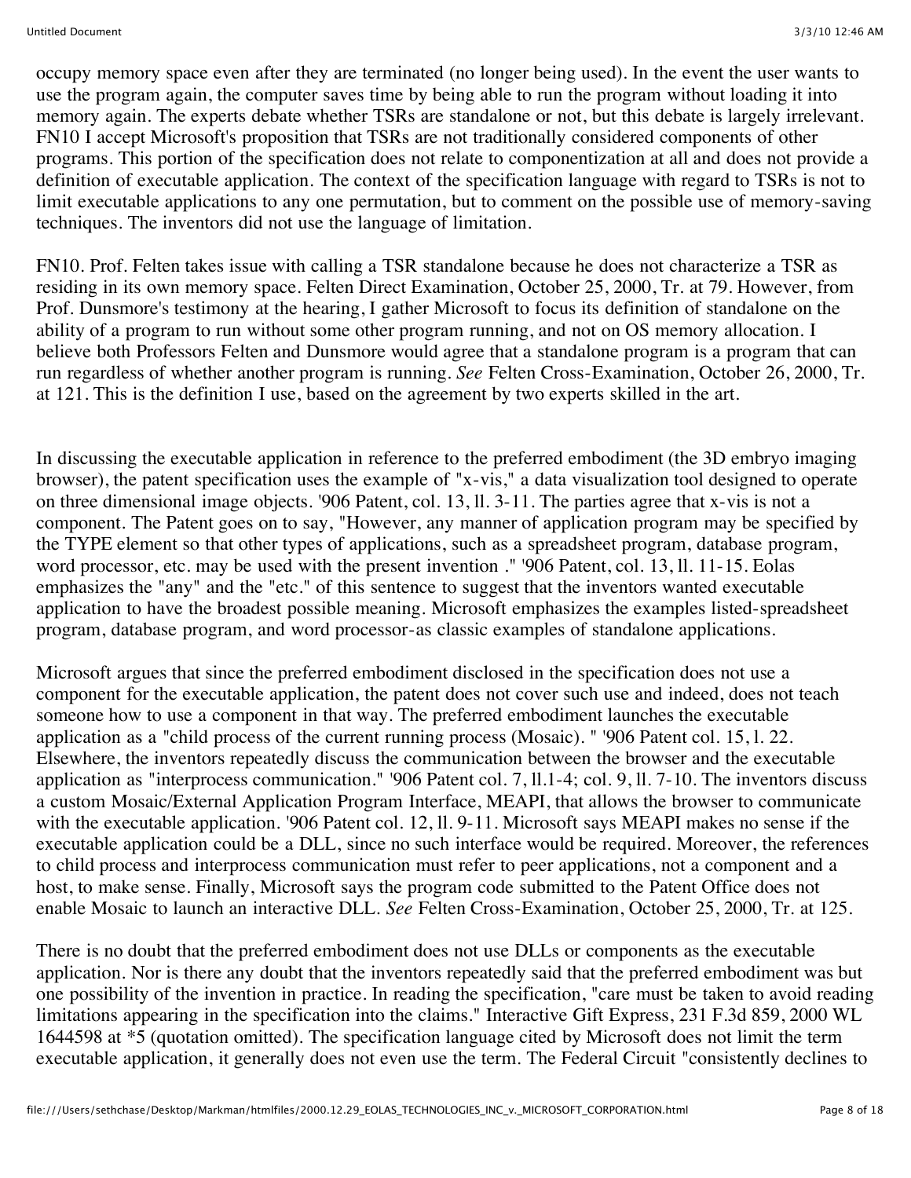occupy memory space even after they are terminated (no longer being used). In the event the user wants to use the program again, the computer saves time by being able to run the program without loading it into memory again. The experts debate whether TSRs are standalone or not, but this debate is largely irrelevant. FN10 I accept Microsoft's proposition that TSRs are not traditionally considered components of other programs. This portion of the specification does not relate to componentization at all and does not provide a definition of executable application. The context of the specification language with regard to TSRs is not to limit executable applications to any one permutation, but to comment on the possible use of memory-saving techniques. The inventors did not use the language of limitation.

FN10. Prof. Felten takes issue with calling a TSR standalone because he does not characterize a TSR as residing in its own memory space. Felten Direct Examination, October 25, 2000, Tr. at 79. However, from Prof. Dunsmore's testimony at the hearing, I gather Microsoft to focus its definition of standalone on the ability of a program to run without some other program running, and not on OS memory allocation. I believe both Professors Felten and Dunsmore would agree that a standalone program is a program that can run regardless of whether another program is running. *See* Felten Cross-Examination, October 26, 2000, Tr. at 121. This is the definition I use, based on the agreement by two experts skilled in the art.

In discussing the executable application in reference to the preferred embodiment (the 3D embryo imaging browser), the patent specification uses the example of "x-vis," a data visualization tool designed to operate on three dimensional image objects. '906 Patent, col. 13, ll. 3-11. The parties agree that x-vis is not a component. The Patent goes on to say, "However, any manner of application program may be specified by the TYPE element so that other types of applications, such as a spreadsheet program, database program, word processor, etc. may be used with the present invention ." '906 Patent, col. 13, ll. 11-15. Eolas emphasizes the "any" and the "etc." of this sentence to suggest that the inventors wanted executable application to have the broadest possible meaning. Microsoft emphasizes the examples listed-spreadsheet program, database program, and word processor-as classic examples of standalone applications.

Microsoft argues that since the preferred embodiment disclosed in the specification does not use a component for the executable application, the patent does not cover such use and indeed, does not teach someone how to use a component in that way. The preferred embodiment launches the executable application as a "child process of the current running process (Mosaic). " '906 Patent col. 15, l. 22. Elsewhere, the inventors repeatedly discuss the communication between the browser and the executable application as "interprocess communication." '906 Patent col. 7, ll.1-4; col. 9, ll. 7-10. The inventors discuss a custom Mosaic/External Application Program Interface, MEAPI, that allows the browser to communicate with the executable application. '906 Patent col. 12, ll. 9-11. Microsoft says MEAPI makes no sense if the executable application could be a DLL, since no such interface would be required. Moreover, the references to child process and interprocess communication must refer to peer applications, not a component and a host, to make sense. Finally, Microsoft says the program code submitted to the Patent Office does not enable Mosaic to launch an interactive DLL. *See* Felten Cross-Examination, October 25, 2000, Tr. at 125.

There is no doubt that the preferred embodiment does not use DLLs or components as the executable application. Nor is there any doubt that the inventors repeatedly said that the preferred embodiment was but one possibility of the invention in practice. In reading the specification, "care must be taken to avoid reading limitations appearing in the specification into the claims." Interactive Gift Express, 231 F.3d 859, 2000 WL 1644598 at *5 (quotation omitted). The specification language cited by Microsoft does not limit the term executable application, it generally does not even use the term. The Federal Circuit "consistently declines to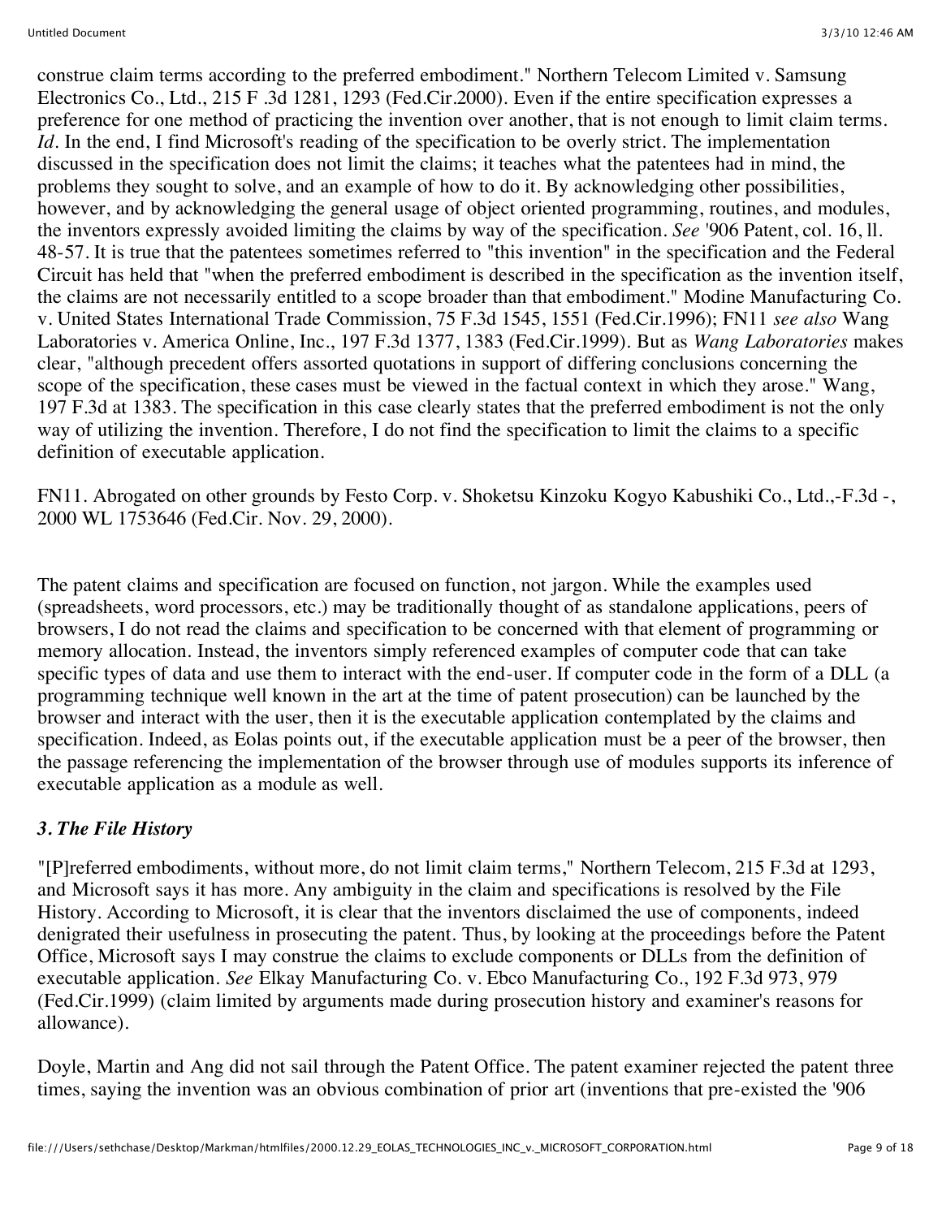construe claim terms according to the preferred embodiment." Northern Telecom Limited v. Samsung Electronics Co., Ltd., 215 F .3d 1281, 1293 (Fed.Cir.2000). Even if the entire specification expresses a preference for one method of practicing the invention over another, that is not enough to limit claim terms. *Id.* In the end, I find Microsoft's reading of the specification to be overly strict. The implementation discussed in the specification does not limit the claims; it teaches what the patentees had in mind, the problems they sought to solve, and an example of how to do it. By acknowledging other possibilities, however, and by acknowledging the general usage of object oriented programming, routines, and modules, the inventors expressly avoided limiting the claims by way of the specification. *See* '906 Patent, col. 16, ll. 48-57. It is true that the patentees sometimes referred to "this invention" in the specification and the Federal Circuit has held that "when the preferred embodiment is described in the specification as the invention itself, the claims are not necessarily entitled to a scope broader than that embodiment." Modine Manufacturing Co. v. United States International Trade Commission, 75 F.3d 1545, 1551 (Fed.Cir.1996); FN11 *see also* Wang Laboratories v. America Online, Inc., 197 F.3d 1377, 1383 (Fed.Cir.1999). But as *Wang Laboratories* makes clear, "although precedent offers assorted quotations in support of differing conclusions concerning the scope of the specification, these cases must be viewed in the factual context in which they arose." Wang, 197 F.3d at 1383. The specification in this case clearly states that the preferred embodiment is not the only way of utilizing the invention. Therefore, I do not find the specification to limit the claims to a specific definition of executable application.

FN11. Abrogated on other grounds by Festo Corp. v. Shoketsu Kinzoku Kogyo Kabushiki Co., Ltd.,-F.3d -, 2000 WL 1753646 (Fed.Cir. Nov. 29, 2000).

The patent claims and specification are focused on function, not jargon. While the examples used (spreadsheets, word processors, etc.) may be traditionally thought of as standalone applications, peers of browsers, I do not read the claims and specification to be concerned with that element of programming or memory allocation. Instead, the inventors simply referenced examples of computer code that can take specific types of data and use them to interact with the end-user. If computer code in the form of a DLL (a programming technique well known in the art at the time of patent prosecution) can be launched by the browser and interact with the user, then it is the executable application contemplated by the claims and specification. Indeed, as Eolas points out, if the executable application must be a peer of the browser, then the passage referencing the implementation of the browser through use of modules supports its inference of executable application as a module as well.

### *3. The File History*

"[P]referred embodiments, without more, do not limit claim terms," Northern Telecom, 215 F.3d at 1293, and Microsoft says it has more. Any ambiguity in the claim and specifications is resolved by the File History. According to Microsoft, it is clear that the inventors disclaimed the use of components, indeed denigrated their usefulness in prosecuting the patent. Thus, by looking at the proceedings before the Patent Office, Microsoft says I may construe the claims to exclude components or DLLs from the definition of executable application. *See* Elkay Manufacturing Co. v. Ebco Manufacturing Co., 192 F.3d 973, 979 (Fed.Cir.1999) (claim limited by arguments made during prosecution history and examiner's reasons for allowance).

Doyle, Martin and Ang did not sail through the Patent Office. The patent examiner rejected the patent three times, saying the invention was an obvious combination of prior art (inventions that pre-existed the '906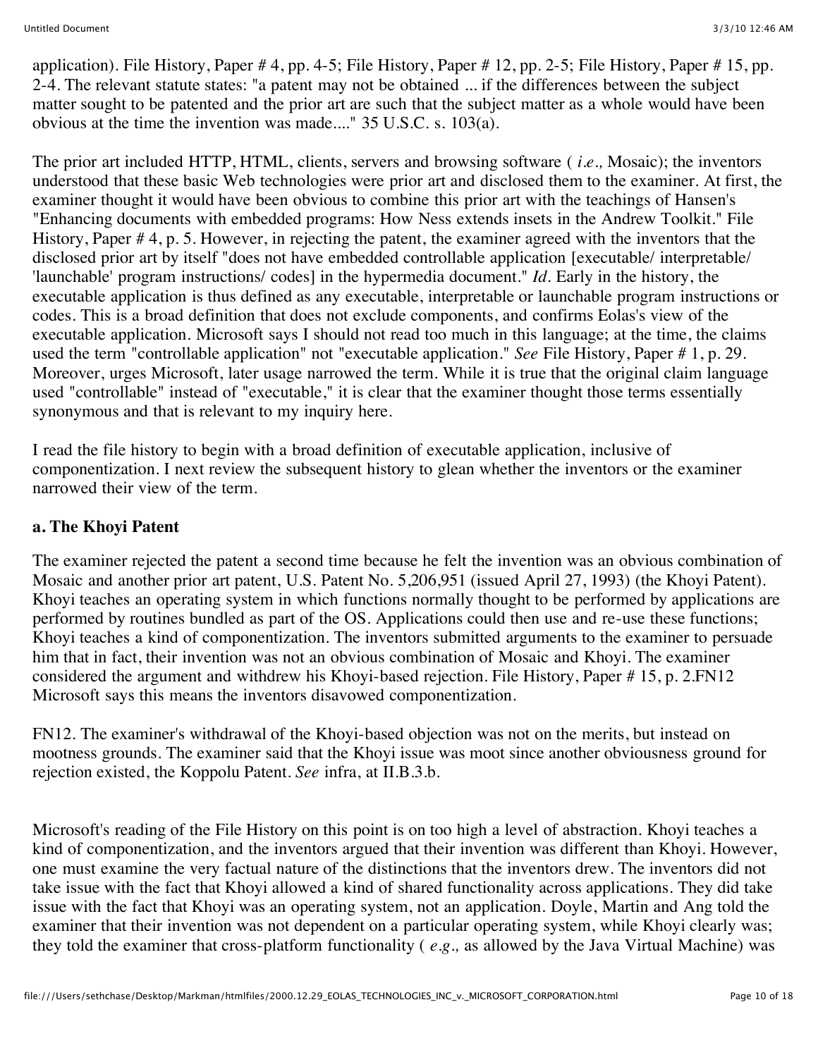application). File History, Paper # 4, pp. 4-5; File History, Paper # 12, pp. 2-5; File History, Paper # 15, pp. 2-4. The relevant statute states: "a patent may not be obtained ... if the differences between the subject matter sought to be patented and the prior art are such that the subject matter as a whole would have been obvious at the time the invention was made...." 35 U.S.C. s. 103(a).

The prior art included HTTP, HTML, clients, servers and browsing software ( *i.e.,* Mosaic); the inventors understood that these basic Web technologies were prior art and disclosed them to the examiner. At first, the examiner thought it would have been obvious to combine this prior art with the teachings of Hansen's "Enhancing documents with embedded programs: How Ness extends insets in the Andrew Toolkit." File History, Paper # 4, p. 5. However, in rejecting the patent, the examiner agreed with the inventors that the disclosed prior art by itself "does not have embedded controllable application [executable/ interpretable/ 'launchable' program instructions/ codes] in the hypermedia document." *Id.* Early in the history, the executable application is thus defined as any executable, interpretable or launchable program instructions or codes. This is a broad definition that does not exclude components, and confirms Eolas's view of the executable application. Microsoft says I should not read too much in this language; at the time, the claims used the term "controllable application" not "executable application." *See* File History, Paper # 1, p. 29. Moreover, urges Microsoft, later usage narrowed the term. While it is true that the original claim language used "controllable" instead of "executable," it is clear that the examiner thought those terms essentially synonymous and that is relevant to my inquiry here.

I read the file history to begin with a broad definition of executable application, inclusive of componentization. I next review the subsequent history to glean whether the inventors or the examiner narrowed their view of the term.

**a. The Khoyi Patent**

The examiner rejected the patent a second time because he felt the invention was an obvious combination of Mosaic and another prior art patent, U.S. Patent No. 5,206,951 (issued April 27, 1993) (the Khoyi Patent). Khoyi teaches an operating system in which functions normally thought to be performed by applications are performed by routines bundled as part of the OS. Applications could then use and re-use these functions; Khoyi teaches a kind of componentization. The inventors submitted arguments to the examiner to persuade him that in fact, their invention was not an obvious combination of Mosaic and Khoyi. The examiner considered the argument and withdrew his Khoyi-based rejection. File History, Paper # 15, p. 2.FN12 Microsoft says this means the inventors disavowed componentization.

FN12. The examiner's withdrawal of the Khoyi-based objection was not on the merits, but instead on mootness grounds. The examiner said that the Khoyi issue was moot since another obviousness ground for rejection existed, the Koppolu Patent. *See* infra, at II.B.3.b.

Microsoft's reading of the File History on this point is on too high a level of abstraction. Khoyi teaches a kind of componentization, and the inventors argued that their invention was different than Khoyi. However, one must examine the very factual nature of the distinctions that the inventors drew. The inventors did not take issue with the fact that Khoyi allowed a kind of shared functionality across applications. They did take issue with the fact that Khoyi was an operating system, not an application. Doyle, Martin and Ang told the examiner that their invention was not dependent on a particular operating system, while Khoyi clearly was; they told the examiner that cross-platform functionality ( *e.g.,* as allowed by the Java Virtual Machine) was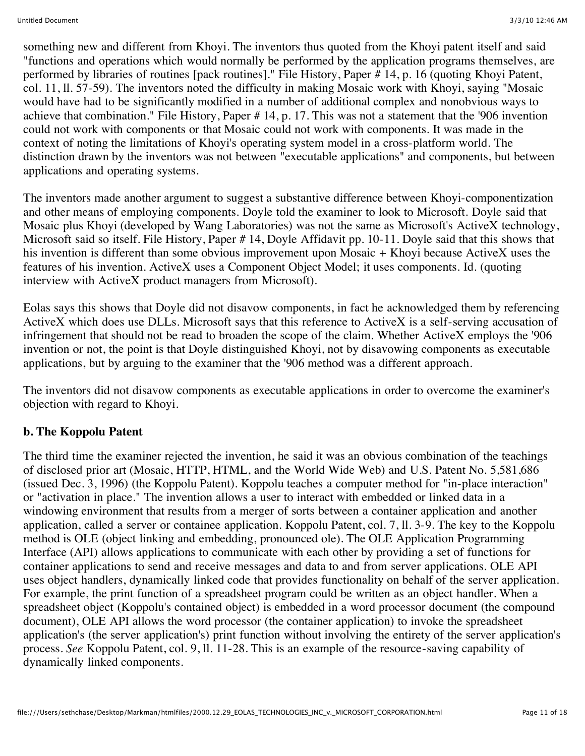something new and different from Khoyi. The inventors thus quoted from the Khoyi patent itself and said "functions and operations which would normally be performed by the application programs themselves, are performed by libraries of routines [pack routines]." File History, Paper # 14, p. 16 (quoting Khoyi Patent, col. 11, ll. 57-59). The inventors noted the difficulty in making Mosaic work with Khoyi, saying "Mosaic would have had to be significantly modified in a number of additional complex and nonobvious ways to achieve that combination." File History, Paper # 14, p. 17. This was not a statement that the '906 invention could not work with components or that Mosaic could not work with components. It was made in the context of noting the limitations of Khoyi's operating system model in a cross-platform world. The distinction drawn by the inventors was not between "executable applications" and components, but between applications and operating systems.

The inventors made another argument to suggest a substantive difference between Khoyi-componentization and other means of employing components. Doyle told the examiner to look to Microsoft. Doyle said that Mosaic plus Khoyi (developed by Wang Laboratories) was not the same as Microsoft's ActiveX technology, Microsoft said so itself. File History, Paper # 14, Doyle Affidavit pp. 10-11. Doyle said that this shows that his invention is different than some obvious improvement upon Mosaic + Khoyi because ActiveX uses the features of his invention. ActiveX uses a Component Object Model; it uses components. Id. (quoting interview with ActiveX product managers from Microsoft).

Eolas says this shows that Doyle did not disavow components, in fact he acknowledged them by referencing ActiveX which does use DLLs. Microsoft says that this reference to ActiveX is a self-serving accusation of infringement that should not be read to broaden the scope of the claim. Whether ActiveX employs the '906 invention or not, the point is that Doyle distinguished Khoyi, not by disavowing components as executable applications, but by arguing to the examiner that the '906 method was a different approach.

The inventors did not disavow components as executable applications in order to overcome the examiner's objection with regard to Khoyi.

**b. The Koppolu Patent**

The third time the examiner rejected the invention, he said it was an obvious combination of the teachings of disclosed prior art (Mosaic, HTTP, HTML, and the World Wide Web) and U.S. Patent No. 5,581,686 (issued Dec. 3, 1996) (the Koppolu Patent). Koppolu teaches a computer method for "in-place interaction" or "activation in place." The invention allows a user to interact with embedded or linked data in a windowing environment that results from a merger of sorts between a container application and another application, called a server or containee application. Koppolu Patent, col. 7, ll. 3-9. The key to the Koppolu method is OLE (object linking and embedding, pronounced ole). The OLE Application Programming Interface (API) allows applications to communicate with each other by providing a set of functions for container applications to send and receive messages and data to and from server applications. OLE API uses object handlers, dynamically linked code that provides functionality on behalf of the server application. For example, the print function of a spreadsheet program could be written as an object handler. When a spreadsheet object (Koppolu's contained object) is embedded in a word processor document (the compound document), OLE API allows the word processor (the container application) to invoke the spreadsheet application's (the server application's) print function without involving the entirety of the server application's process. *See* Koppolu Patent, col. 9, ll. 11-28. This is an example of the resource-saving capability of dynamically linked components.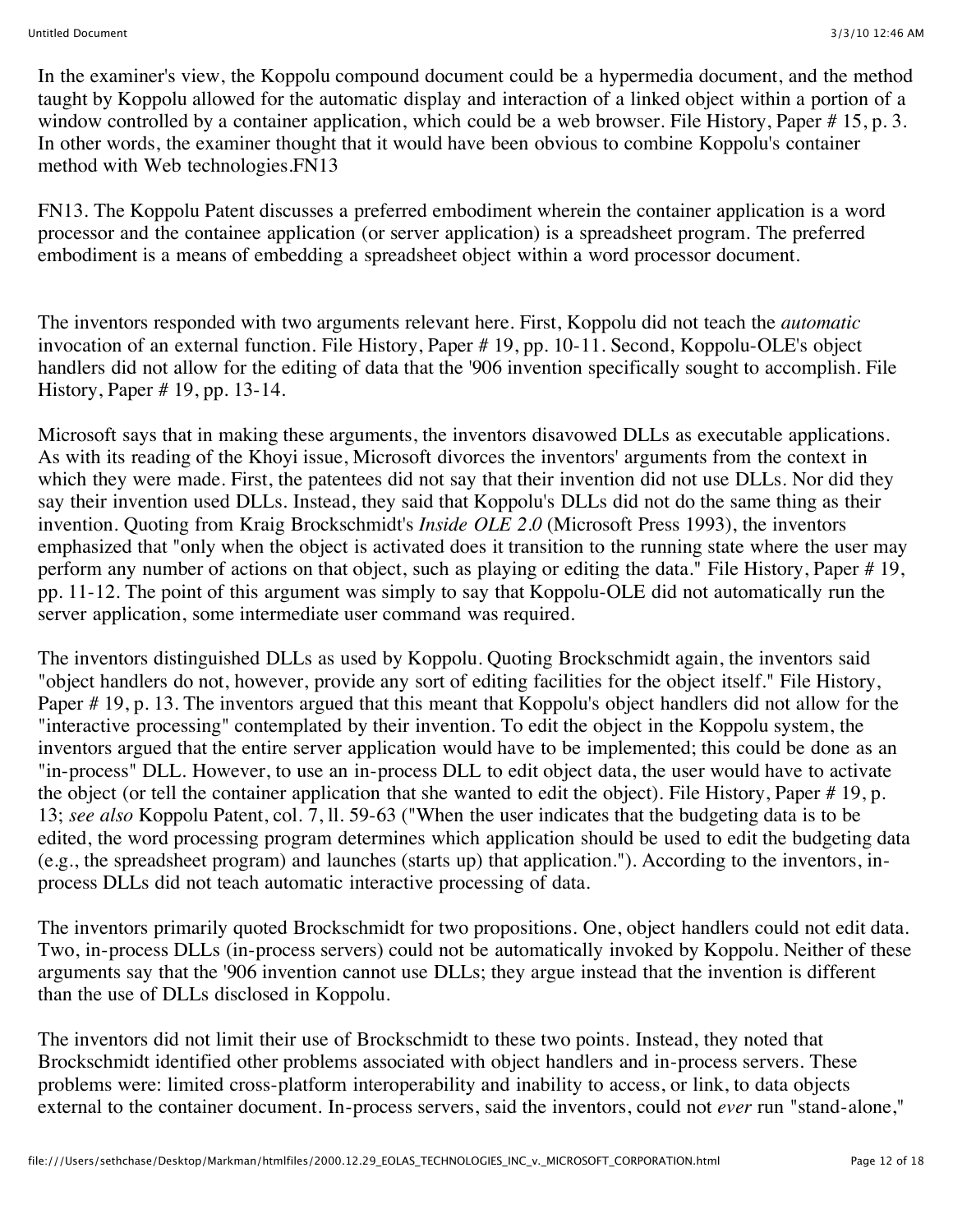In the examiner's view, the Koppolu compound document could be a hypermedia document, and the method taught by Koppolu allowed for the automatic display and interaction of a linked object within a portion of a window controlled by a container application, which could be a web browser. File History, Paper # 15, p. 3. In other words, the examiner thought that it would have been obvious to combine Koppolu's container method with Web technologies.FN13

FN13. The Koppolu Patent discusses a preferred embodiment wherein the container application is a word processor and the containee application (or server application) is a spreadsheet program. The preferred embodiment is a means of embedding a spreadsheet object within a word processor document.

The inventors responded with two arguments relevant here. First, Koppolu did not teach the *automatic* invocation of an external function. File History, Paper # 19, pp. 10-11. Second, Koppolu-OLE's object handlers did not allow for the editing of data that the '906 invention specifically sought to accomplish. File History, Paper # 19, pp. 13-14.

Microsoft says that in making these arguments, the inventors disavowed DLLs as executable applications. As with its reading of the Khoyi issue, Microsoft divorces the inventors' arguments from the context in which they were made. First, the patentees did not say that their invention did not use DLLs. Nor did they say their invention used DLLs. Instead, they said that Koppolu's DLLs did not do the same thing as their invention. Quoting from Kraig Brockschmidt's *Inside OLE 2.0* (Microsoft Press 1993), the inventors emphasized that "only when the object is activated does it transition to the running state where the user may perform any number of actions on that object, such as playing or editing the data." File History, Paper # 19, pp. 11-12. The point of this argument was simply to say that Koppolu-OLE did not automatically run the server application, some intermediate user command was required.

The inventors distinguished DLLs as used by Koppolu. Quoting Brockschmidt again, the inventors said "object handlers do not, however, provide any sort of editing facilities for the object itself." File History, Paper # 19, p. 13. The inventors argued that this meant that Koppolu's object handlers did not allow for the "interactive processing" contemplated by their invention. To edit the object in the Koppolu system, the inventors argued that the entire server application would have to be implemented; this could be done as an "in-process" DLL. However, to use an in-process DLL to edit object data, the user would have to activate the object (or tell the container application that she wanted to edit the object). File History, Paper # 19, p. 13; *see also* Koppolu Patent, col. 7, ll. 59-63 ("When the user indicates that the budgeting data is to be edited, the word processing program determines which application should be used to edit the budgeting data (e.g., the spreadsheet program) and launches (starts up) that application."). According to the inventors, in-process DLLs did not teach automatic interactive processing of data.

The inventors primarily quoted Brockschmidt for two propositions. One, object handlers could not edit data. Two, in-process DLLs (in-process servers) could not be automatically invoked by Koppolu. Neither of these arguments say that the '906 invention cannot use DLLs; they argue instead that the invention is different than the use of DLLs disclosed in Koppolu.

The inventors did not limit their use of Brockschmidt to these two points. Instead, they noted that Brockschmidt identified other problems associated with object handlers and in-process servers. These problems were: limited cross-platform interoperability and inability to access, or link, to data objects external to the container document. In-process servers, said the inventors, could not *ever* run "stand-alone,"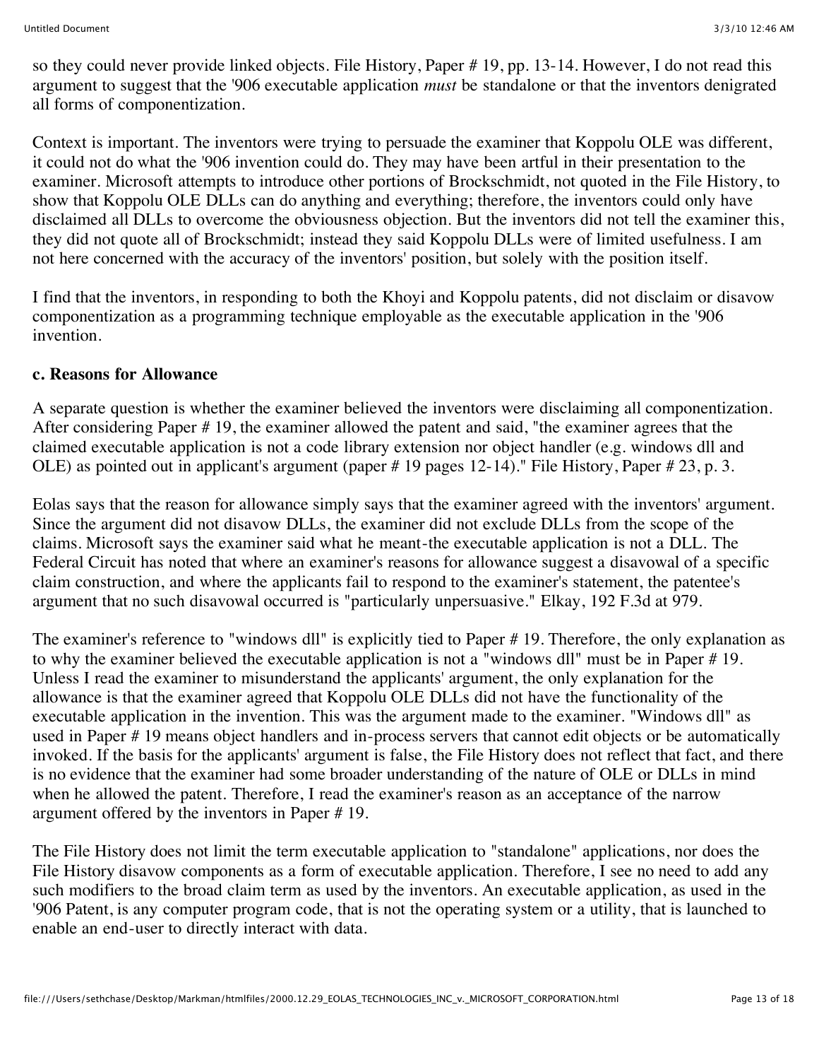so they could never provide linked objects. File History, Paper # 19, pp. 13-14. However, I do not read this argument to suggest that the '906 executable application *must* be standalone or that the inventors denigrated all forms of componentization.

Context is important. The inventors were trying to persuade the examiner that Koppolu OLE was different, it could not do what the '906 invention could do. They may have been artful in their presentation to the examiner. Microsoft attempts to introduce other portions of Brockschmidt, not quoted in the File History, to show that Koppolu OLE DLLs can do anything and everything; therefore, the inventors could only have disclaimed all DLLs to overcome the obviousness objection. But the inventors did not tell the examiner this, they did not quote all of Brockschmidt; instead they said Koppolu DLLs were of limited usefulness. I am not here concerned with the accuracy of the inventors' position, but solely with the position itself.

I find that the inventors, in responding to both the Khoyi and Koppolu patents, did not disclaim or disavow componentization as a programming technique employable as the executable application in the '906 invention.

**c. Reasons for Allowance**

A separate question is whether the examiner believed the inventors were disclaiming all componentization. After considering Paper # 19, the examiner allowed the patent and said, "the examiner agrees that the claimed executable application is not a code library extension nor object handler (e.g. windows dll and OLE) as pointed out in applicant's argument (paper # 19 pages 12-14)." File History, Paper # 23, p. 3.

Eolas says that the reason for allowance simply says that the examiner agreed with the inventors' argument. Since the argument did not disavow DLLs, the examiner did not exclude DLLs from the scope of the claims. Microsoft says the examiner said what he meant-the executable application is not a DLL. The Federal Circuit has noted that where an examiner's reasons for allowance suggest a disavowal of a specific claim construction, and where the applicants fail to respond to the examiner's statement, the patentee's argument that no such disavowal occurred is "particularly unpersuasive." Elkay, 192 F.3d at 979.

The examiner's reference to "windows dll" is explicitly tied to Paper # 19. Therefore, the only explanation as to why the examiner believed the executable application is not a "windows dll" must be in Paper # 19. Unless I read the examiner to misunderstand the applicants' argument, the only explanation for the allowance is that the examiner agreed that Koppolu OLE DLLs did not have the functionality of the executable application in the invention. This was the argument made to the examiner. "Windows dll" as used in Paper # 19 means object handlers and in-process servers that cannot edit objects or be automatically invoked. If the basis for the applicants' argument is false, the File History does not reflect that fact, and there is no evidence that the examiner had some broader understanding of the nature of OLE or DLLs in mind when he allowed the patent. Therefore, I read the examiner's reason as an acceptance of the narrow argument offered by the inventors in Paper # 19.

The File History does not limit the term executable application to "standalone" applications, nor does the File History disavow components as a form of executable application. Therefore, I see no need to add any such modifiers to the broad claim term as used by the inventors. An executable application, as used in the '906 Patent, is any computer program code, that is not the operating system or a utility, that is launched to enable an end-user to directly interact with data.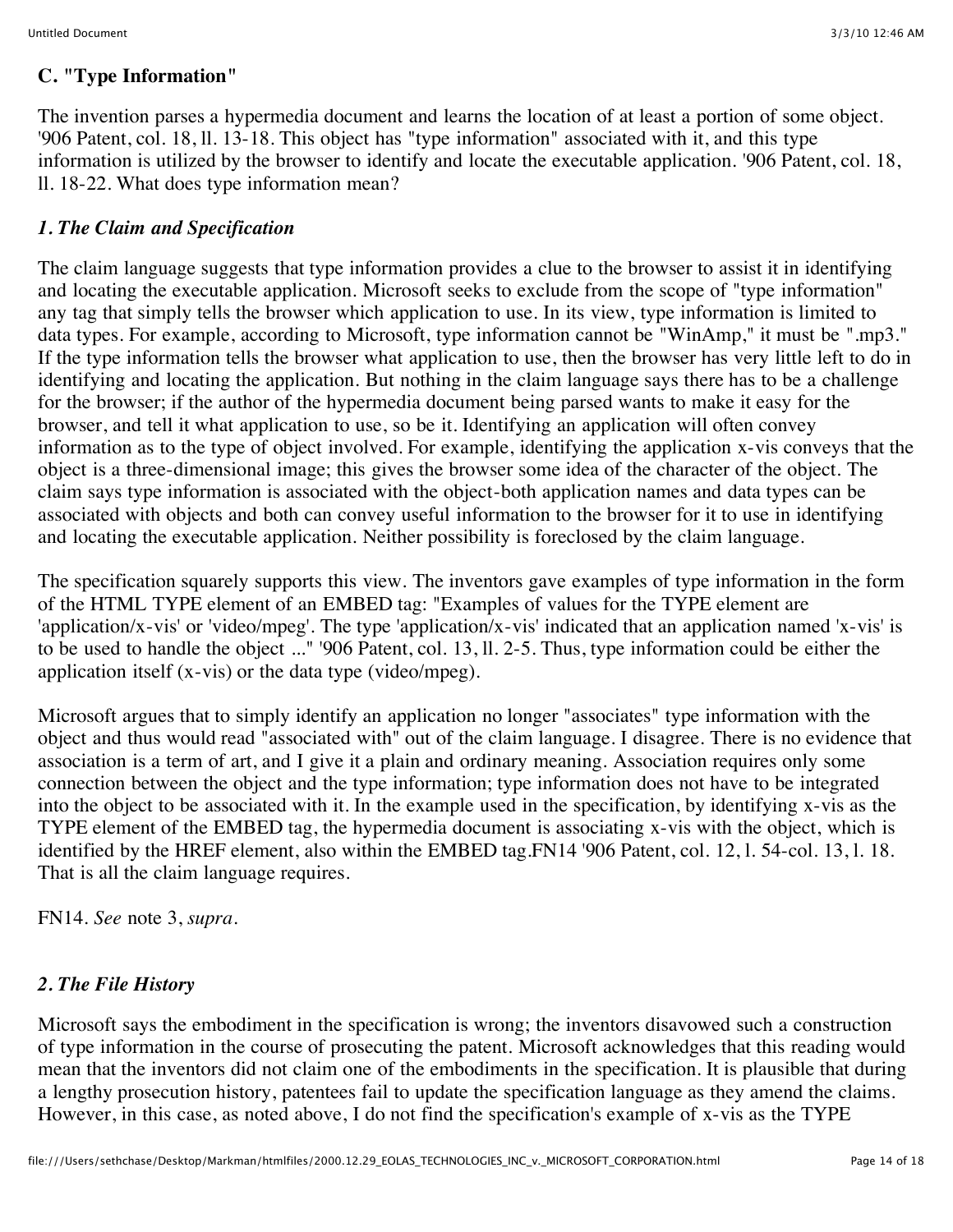## C. "Type Information"

The invention parses a hypermedia document and learns the location of at least a portion of some object. '906 Patent, col. 18, ll. 13-18. This object has "type information" associated with it, and this type information is utilized by the browser to identify and locate the executable application. '906 Patent, col. 18, ll. 18-22. What does type information mean?

### *1. The Claim and Specification*

The claim language suggests that type information provides a clue to the browser to assist it in identifying and locating the executable application. Microsoft seeks to exclude from the scope of "type information" any tag that simply tells the browser which application to use. In its view, type information is limited to data types. For example, according to Microsoft, type information cannot be "WinAmp," it must be ".mp3." If the type information tells the browser what application to use, then the browser has very little left to do in identifying and locating the application. But nothing in the claim language says there has to be a challenge for the browser; if the author of the hypermedia document being parsed wants to make it easy for the browser, and tell it what application to use, so be it. Identifying an application will often convey information as to the type of object involved. For example, identifying the application x-vis conveys that the object is a three-dimensional image; this gives the browser some idea of the character of the object. The claim says type information is associated with the object-both application names and data types can be associated with objects and both can convey useful information to the browser for it to use in identifying and locating the executable application. Neither possibility is foreclosed by the claim language.

The specification squarely supports this view. The inventors gave examples of type information in the form of the HTML TYPE element of an EMBED tag: "Examples of values for the TYPE element are 'application/x-vis' or 'video/mpeg'. The type 'application/x-vis' indicated that an application named 'x-vis' is to be used to handle the object ..." '906 Patent, col. 13, ll. 2-5. Thus, type information could be either the application itself (x-vis) or the data type (video/mpeg).

Microsoft argues that to simply identify an application no longer "associates" type information with the object and thus would read "associated with" out of the claim language. I disagree. There is no evidence that association is a term of art, and I give it a plain and ordinary meaning. Association requires only some connection between the object and the type information; type information does not have to be integrated into the object to be associated with it. In the example used in the specification, by identifying x-vis as the TYPE element of the EMBED tag, the hypermedia document is associating x-vis with the object, which is identified by the HREF element, also within the EMBED tag.FN14 '906 Patent, col. 12, l. 54-col. 13, l. 18. That is all the claim language requires.

FN14. *See* note 3, *supra*.

### *2. The File History*

Microsoft says the embodiment in the specification is wrong; the inventors disavowed such a construction of type information in the course of prosecuting the patent. Microsoft acknowledges that this reading would mean that the inventors did not claim one of the embodiments in the specification. It is plausible that during a lengthy prosecution history, patentees fail to update the specification language as they amend the claims. However, in this case, as noted above, I do not find the specification's example of x-vis as the TYPE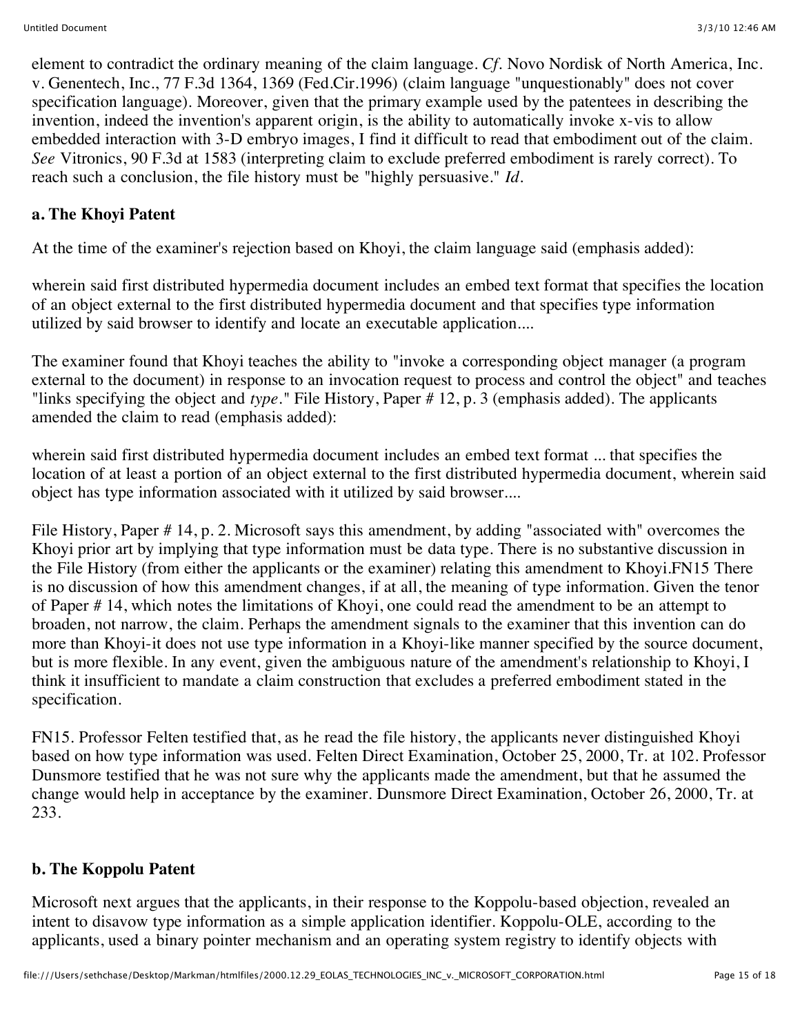element to contradict the ordinary meaning of the claim language. *Cf*. Novo Nordisk of North America, Inc. v. Genentech, Inc., 77 F.3d 1364, 1369 (Fed.Cir.1996) (claim language "unquestionably" does not cover specification language). Moreover, given that the primary example used by the patentees in describing the invention, indeed the invention's apparent origin, is the ability to automatically invoke x-vis to allow embedded interaction with 3-D embryo images, I find it difficult to read that embodiment out of the claim. *See* Vitronics, 90 F.3d at 1583 (interpreting claim to exclude preferred embodiment is rarely correct). To reach such a conclusion, the file history must be "highly persuasive." *Id*.

**a. The Khoyi Patent**

At the time of the examiner's rejection based on Khoyi, the claim language said (emphasis added):

wherein said first distributed hypermedia document includes an embed text format that specifies the location of an object external to the first distributed hypermedia document and that specifies type information utilized by said browser to identify and locate an executable application....

The examiner found that Khoyi teaches the ability to "invoke a corresponding object manager (a program external to the document) in response to an invocation request to process and control the object" and teaches "links specifying the object and *type*." File History, Paper # 12, p. 3 (emphasis added). The applicants amended the claim to read (emphasis added):

wherein said first distributed hypermedia document includes an embed text format ... that specifies the location of at least a portion of an object external to the first distributed hypermedia document, wherein said object has type information associated with it utilized by said browser....

File History, Paper # 14, p. 2. Microsoft says this amendment, by adding "associated with" overcomes the Khoyi prior art by implying that type information must be data type. There is no substantive discussion in the File History (from either the applicants or the examiner) relating this amendment to Khoyi.FN15 There is no discussion of how this amendment changes, if at all, the meaning of type information. Given the tenor of Paper # 14, which notes the limitations of Khoyi, one could read the amendment to be an attempt to broaden, not narrow, the claim. Perhaps the amendment signals to the examiner that this invention can do more than Khoyi-it does not use type information in a Khoyi-like manner specified by the source document, but is more flexible. In any event, given the ambiguous nature of the amendment's relationship to Khoyi, I think it insufficient to mandate a claim construction that excludes a preferred embodiment stated in the specification.

FN15. Professor Felten testified that, as he read the file history, the applicants never distinguished Khoyi based on how type information was used. Felten Direct Examination, October 25, 2000, Tr. at 102. Professor Dunsmore testified that he was not sure why the applicants made the amendment, but that he assumed the change would help in acceptance by the examiner. Dunsmore Direct Examination, October 26, 2000, Tr. at 233.

**b. The Koppolu Patent**

Microsoft next argues that the applicants, in their response to the Koppolu-based objection, revealed an intent to disavow type information as a simple application identifier. Koppolu-OLE, according to the applicants, used a binary pointer mechanism and an operating system registry to identify objects with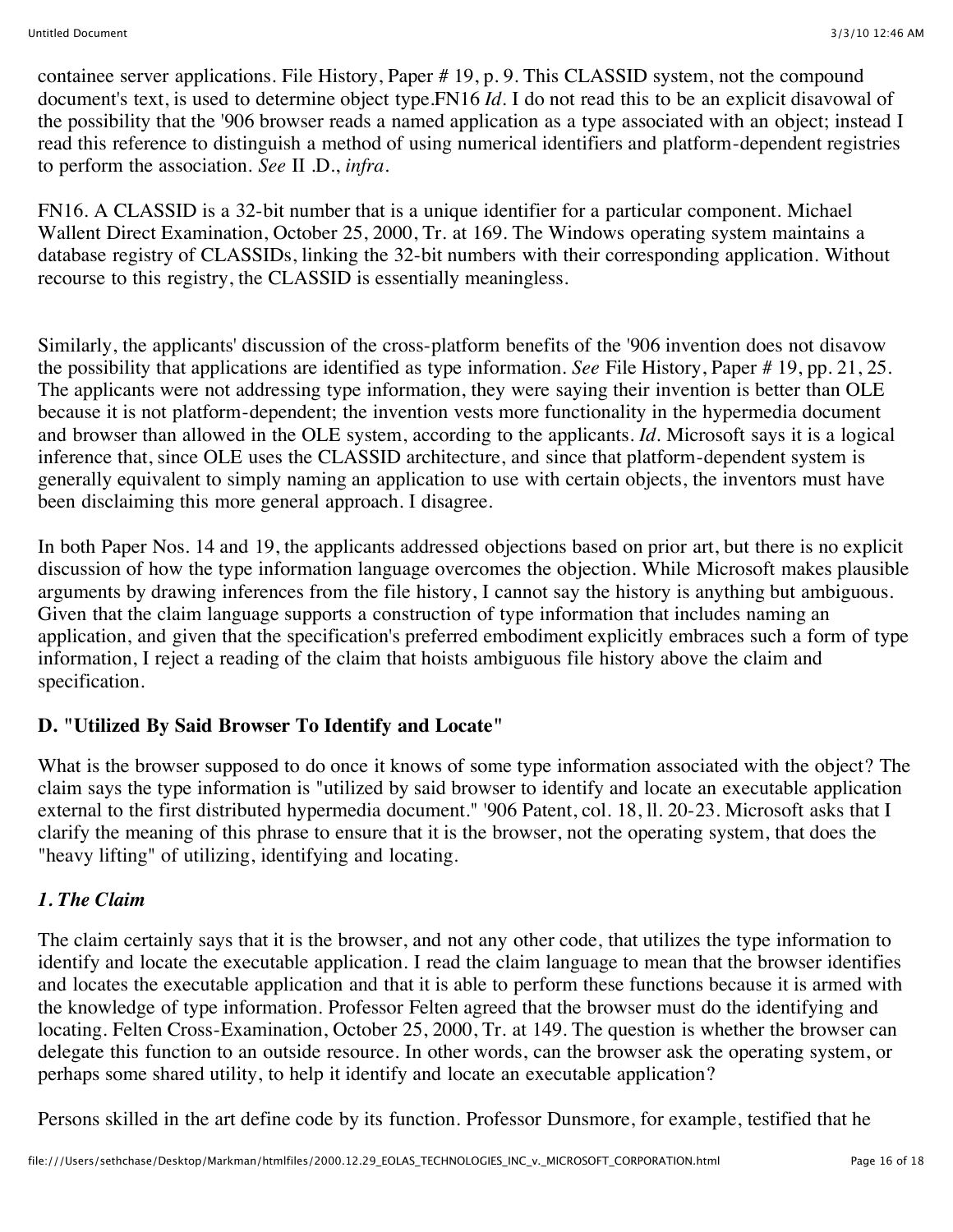containee server applications. File History, Paper # 19, p. 9. This CLASSID system, not the compound document's text, is used to determine object type.FN16 *Id.* I do not read this to be an explicit disavowal of the possibility that the '906 browser reads a named application as a type associated with an object; instead I read this reference to distinguish a method of using numerical identifiers and platform-dependent registries to perform the association. *See* II .D., *infra.*

FN16. A CLASSID is a 32-bit number that is a unique identifier for a particular component. Michael Wallent Direct Examination, October 25, 2000, Tr. at 169. The Windows operating system maintains a database registry of CLASSIDs, linking the 32-bit numbers with their corresponding application. Without recourse to this registry, the CLASSID is essentially meaningless.

Similarly, the applicants' discussion of the cross-platform benefits of the '906 invention does not disavow the possibility that applications are identified as type information. *See* File History, Paper # 19, pp. 21, 25. The applicants were not addressing type information, they were saying their invention is better than OLE because it is not platform-dependent; the invention vests more functionality in the hypermedia document and browser than allowed in the OLE system, according to the applicants. *Id.* Microsoft says it is a logical inference that, since OLE uses the CLASSID architecture, and since that platform-dependent system is generally equivalent to simply naming an application to use with certain objects, the inventors must have been disclaiming this more general approach. I disagree.

In both Paper Nos. 14 and 19, the applicants addressed objections based on prior art, but there is no explicit discussion of how the type information language overcomes the objection. While Microsoft makes plausible arguments by drawing inferences from the file history, I cannot say the history is anything but ambiguous. Given that the claim language supports a construction of type information that includes naming an application, and given that the specification's preferred embodiment explicitly embraces such a form of type information, I reject a reading of the claim that hoists ambiguous file history above the claim and specification.

### D. "Utilized By Said Browser To Identify and Locate"

What is the browser supposed to do once it knows of some type information associated with the object? The claim says the type information is "utilized by said browser to identify and locate an executable application external to the first distributed hypermedia document." '906 Patent, col. 18, ll. 20-23. Microsoft asks that I clarify the meaning of this phrase to ensure that it is the browser, not the operating system, that does the "heavy lifting" of utilizing, identifying and locating.

#### *1. The Claim*

The claim certainly says that it is the browser, and not any other code, that utilizes the type information to identify and locate the executable application. I read the claim language to mean that the browser identifies and locates the executable application and that it is able to perform these functions because it is armed with the knowledge of type information. Professor Felten agreed that the browser must do the identifying and locating. Felten Cross-Examination, October 25, 2000, Tr. at 149. The question is whether the browser can delegate this function to an outside resource. In other words, can the browser ask the operating system, or perhaps some shared utility, to help it identify and locate an executable application?

Persons skilled in the art define code by its function. Professor Dunsmore, for example, testified that he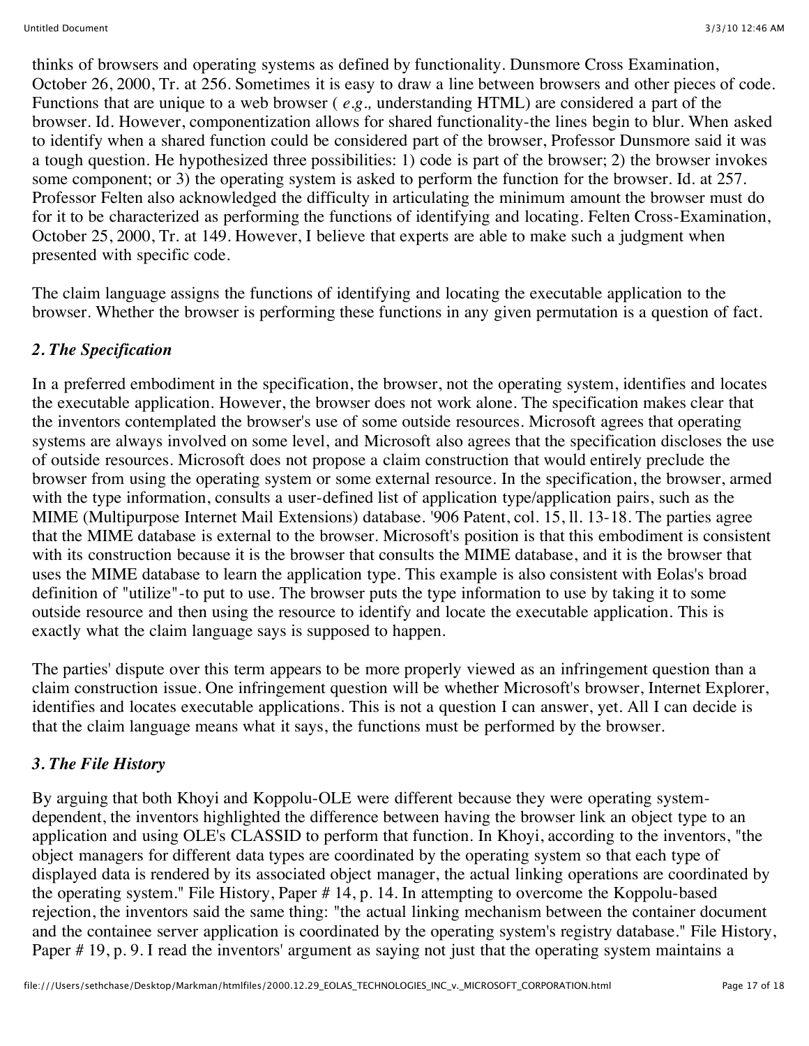thinks of browsers and operating systems as defined by functionality. Dunsmore Cross Examination, October 26, 2000, Tr. at 256. Sometimes it is easy to draw a line between browsers and other pieces of code. Functions that are unique to a web browser ( *e.g.,* understanding HTML) are considered a part of the browser. Id. However, componentization allows for shared functionality-the lines begin to blur. When asked to identify when a shared function could be considered part of the browser, Professor Dunsmore said it was a tough question. He hypothesized three possibilities: 1) code is part of the browser; 2) the browser invokes some component; or 3) the operating system is asked to perform the function for the browser. Id. at 257. Professor Felten also acknowledged the difficulty in articulating the minimum amount the browser must do for it to be characterized as performing the functions of identifying and locating. Felten Cross-Examination, October 25, 2000, Tr. at 149. However, I believe that experts are able to make such a judgment when presented with specific code.

The claim language assigns the functions of identifying and locating the executable application to the browser. Whether the browser is performing these functions in any given permutation is a question of fact.

### *2. The Specification*

In a preferred embodiment in the specification, the browser, not the operating system, identifies and locates the executable application. However, the browser does not work alone. The specification makes clear that the inventors contemplated the browser's use of some outside resources. Microsoft agrees that operating systems are always involved on some level, and Microsoft also agrees that the specification discloses the use of outside resources. Microsoft does not propose a claim construction that would entirely preclude the browser from using the operating system or some external resource. In the specification, the browser, armed with the type information, consults a user-defined list of application type/application pairs, such as the MIME (Multipurpose Internet Mail Extensions) database. '906 Patent, col. 15, ll. 13-18. The parties agree that the MIME database is external to the browser. Microsoft's position is that this embodiment is consistent with its construction because it is the browser that consults the MIME database, and it is the browser that uses the MIME database to learn the application type. This example is also consistent with Eolas's broad definition of "utilize"-to put to use. The browser puts the type information to use by taking it to some outside resource and then using the resource to identify and locate the executable application. This is exactly what the claim language says is supposed to happen.

The parties' dispute over this term appears to be more properly viewed as an infringement question than a claim construction issue. One infringement question will be whether Microsoft's browser, Internet Explorer, identifies and locates executable applications. This is not a question I can answer, yet. All I can decide is that the claim language means what it says, the functions must be performed by the browser.

### *3. The File History*

By arguing that both Khoyi and Koppolu-OLE were different because they were operating system-dependent, the inventors highlighted the difference between having the browser link an object type to an application and using OLE's CLASSID to perform that function. In Khoyi, according to the inventors, "the object managers for different data types are coordinated by the operating system so that each type of displayed data is rendered by its associated object manager, the actual linking operations are coordinated by the operating system." File History, Paper # 14, p. 14. In attempting to overcome the Koppolu-based rejection, the inventors said the same thing: "the actual linking mechanism between the container document and the containee server application is coordinated by the operating system's registry database." File History, Paper # 19, p. 9. I read the inventors' argument as saying not just that the operating system maintains a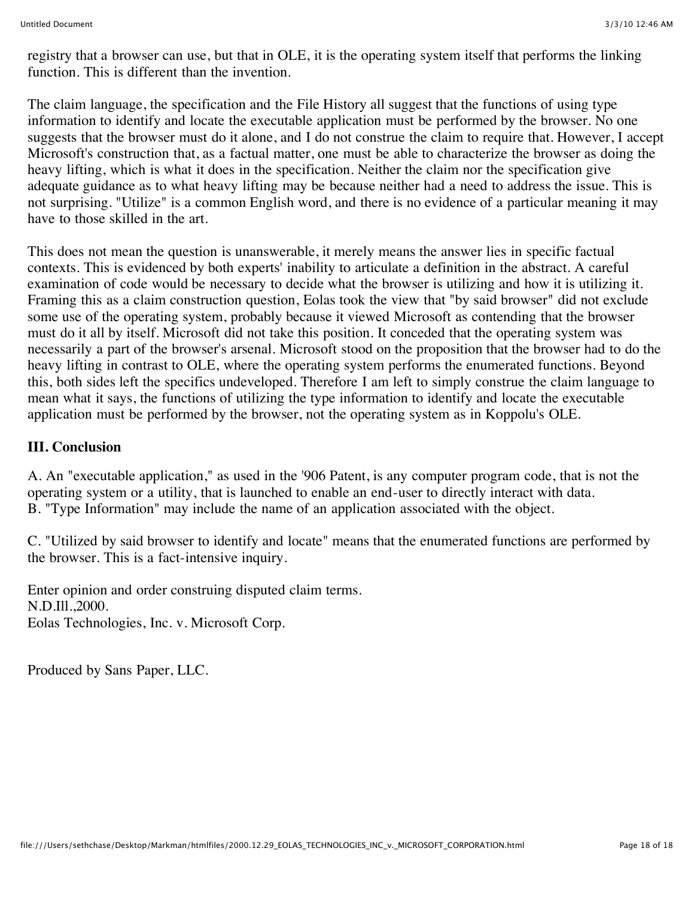registry that a browser can use, but that in OLE, it is the operating system itself that performs the linking function. This is different than the invention.

The claim language, the specification and the File History all suggest that the functions of using type information to identify and locate the executable application must be performed by the browser. No one suggests that the browser must do it alone, and I do not construe the claim to require that. However, I accept Microsoft's construction that, as a factual matter, one must be able to characterize the browser as doing the heavy lifting, which is what it does in the specification. Neither the claim nor the specification give adequate guidance as to what heavy lifting may be because neither had a need to address the issue. This is not surprising. "Utilize" is a common English word, and there is no evidence of a particular meaning it may have to those skilled in the art.

This does not mean the question is unanswerable, it merely means the answer lies in specific factual contexts. This is evidenced by both experts' inability to articulate a definition in the abstract. A careful examination of code would be necessary to decide what the browser is utilizing and how it is utilizing it. Framing this as a claim construction question, Eolas took the view that "by said browser" did not exclude some use of the operating system, probably because it viewed Microsoft as contending that the browser must do it all by itself. Microsoft did not take this position. It conceded that the operating system was necessarily a part of the browser's arsenal. Microsoft stood on the proposition that the browser had to do the heavy lifting in contrast to OLE, where the operating system performs the enumerated functions. Beyond this, both sides left the specifics undeveloped. Therefore I am left to simply construe the claim language to mean what it says, the functions of utilizing the type information to identify and locate the executable application must be performed by the browser, not the operating system as in Koppolu's OLE.

### III. Conclusion

A. An "executable application," as used in the '906 Patent, is any computer program code, that is not the operating system or a utility, that is launched to enable an end-user to directly interact with data.
B. "Type Information" may include the name of an application associated with the object.

C. "Utilized by said browser to identify and locate" means that the enumerated functions are performed by the browser. This is a fact-intensive inquiry.

Enter opinion and order construing disputed claim terms.
N.D.Ill.,2000.
Eolas Technologies, Inc. v. Microsoft Corp.

Produced by Sans Paper, LLC.